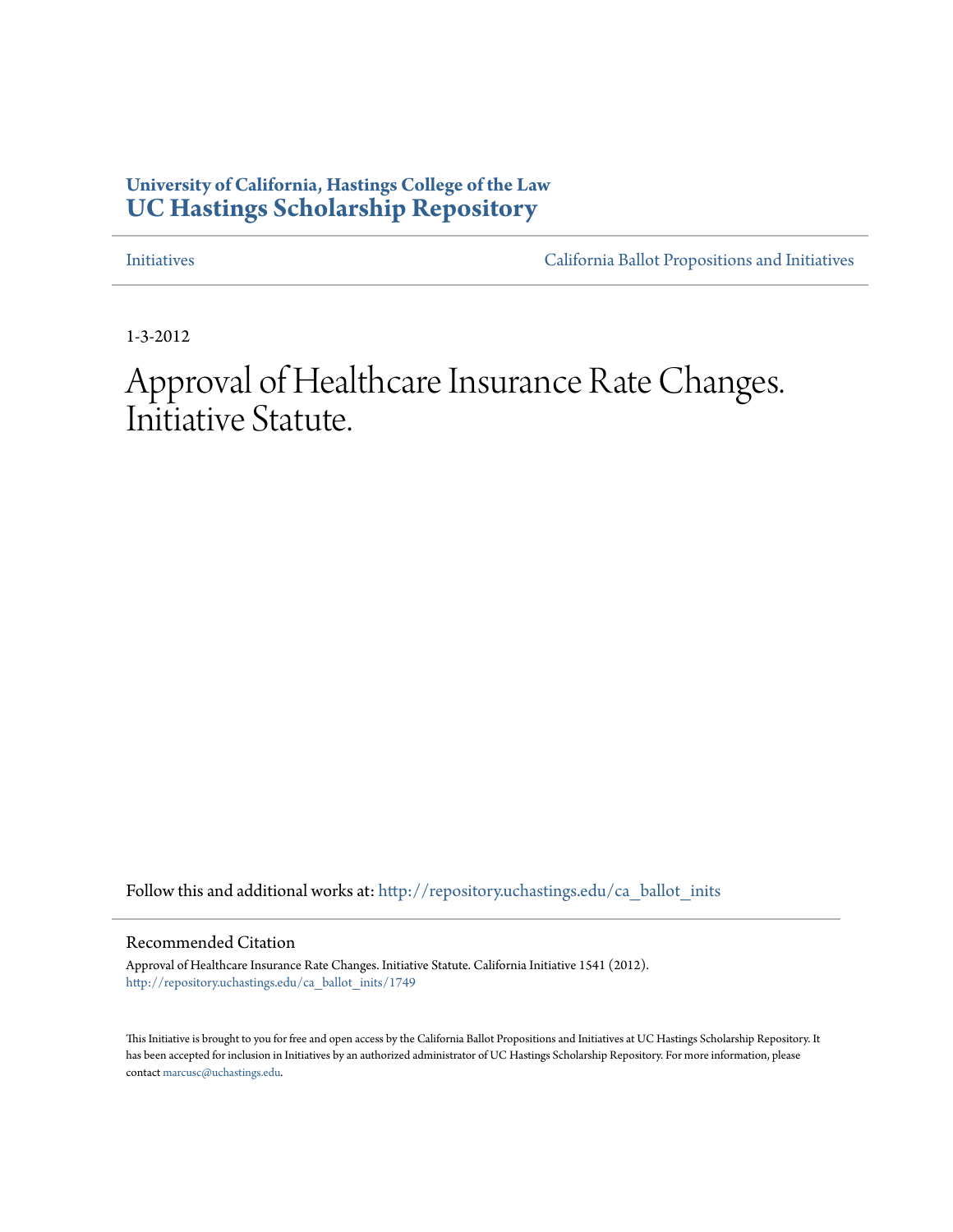**University of California, Hastings College of the Law**
**UC Hastings Scholarship Repository**

Initiatives | California Ballot Propositions and Initiatives

1-3-2012

# Approval of Healthcare Insurance Rate Changes. Initiative Statute.

Follow this and additional works at: http://repository.uchastings.edu/ca_ballot_inits

## Recommended Citation

Approval of Healthcare Insurance Rate Changes. Initiative Statute. California Initiative 1541 (2012).
http://repository.uchastings.edu/ca_ballot_inits/1749

This Initiative is brought to you for free and open access by the California Ballot Propositions and Initiatives at UC Hastings Scholarship Repository. It has been accepted for inclusion in Initiatives by an authorized administrator of UC Hastings Scholarship Repository. For more information, please contact marcusc@uchastings.edu.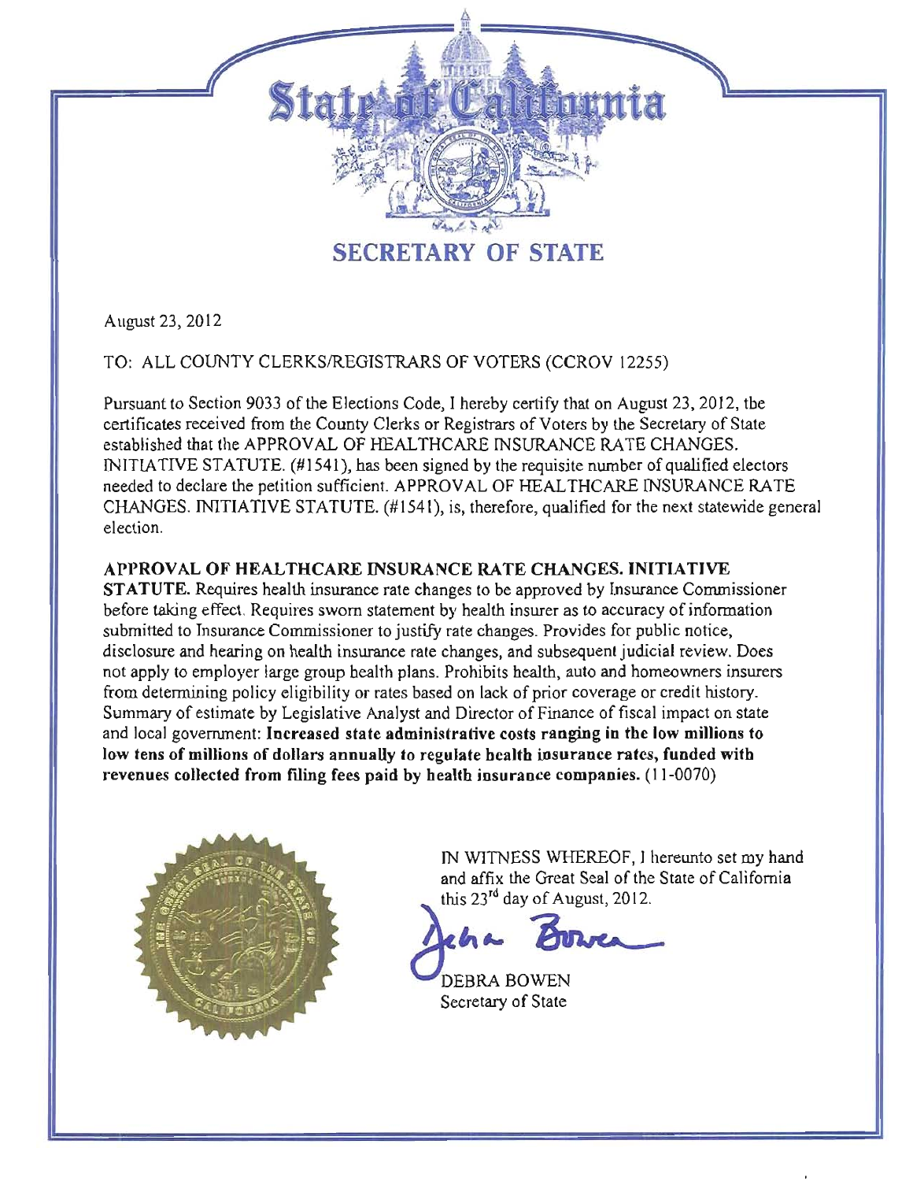# State of California

## SECRETARY OF STATE

August 23, 2012

TO: ALL COUNTY CLERKS/REGISTRARS OF VOTERS (CCROV 12255)

Pursuant to Section 9033 of the Elections Code, I hereby certify that on August 23, 2012, the certificates received from the County Clerks or Registrars of Voters by the Secretary of State established that the APPROVAL OF HEALTHCARE INSURANCE RATE CHANGES. INITIATIVE STATUTE. (#1541), has been signed by the requisite number of qualified electors needed to declare the petition sufficient. APPROVAL OF HEALTHCARE INSURANCE RATE CHANGES. INITIATIVE STATUTE. (#1541), is, therefore, qualified for the next statewide general election.

**APPROVAL OF HEALTHCARE INSURANCE RATE CHANGES. INITIATIVE STATUTE.** Requires health insurance rate changes to be approved by Insurance Commissioner before taking effect. Requires sworn statement by health insurer as to accuracy of information submitted to Insurance Commissioner to justify rate changes. Provides for public notice, disclosure and hearing on health insurance rate changes, and subsequent judicial review. Does not apply to employer large group health plans. Prohibits health, auto and homeowners insurers from determining policy eligibility or rates based on lack of prior coverage or credit history. Summary of estimate by Legislative Analyst and Director of Finance of fiscal impact on state and local government: **Increased state administrative costs ranging in the low millions to low tens of millions of dollars annually to regulate health insurance rates, funded with revenues collected from filing fees paid by health insurance companies.** (11-0070)

IN WITNESS WHEREOF, I hereunto set my hand and affix the Great Seal of the State of California this 23rd day of August, 2012.

DEBRA BOWEN
Secretary of State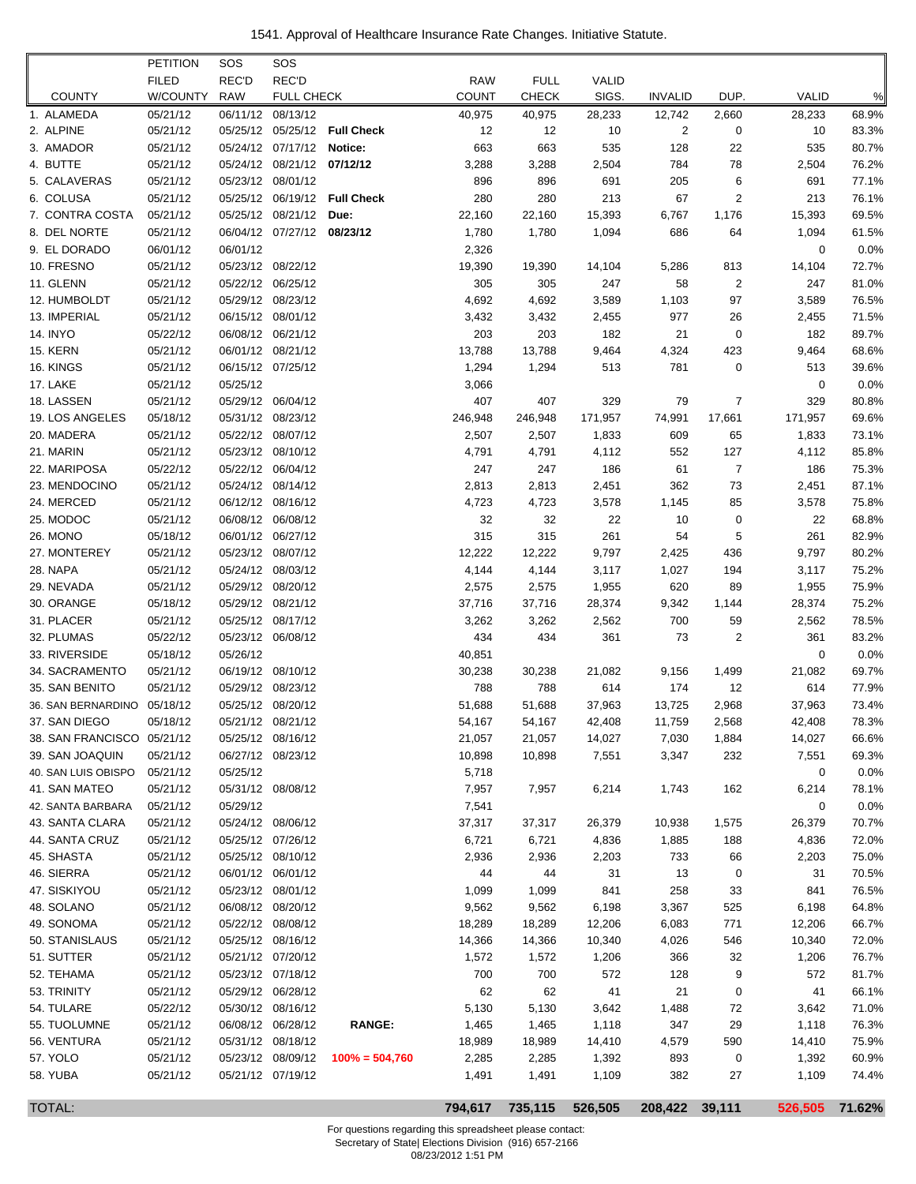1541. Approval of Healthcare Insurance Rate Changes. Initiative Statute.

| COUNTY | PETITION FILED W/COUNTY | SOS REC'D RAW | SOS REC'D FULL CHECK | | RAW COUNT | FULL CHECK | VALID SIGS. | INVALID | DUP. | VALID | % |
|---|---|---|---|---|---|---|---|---|---|---|---|
| 1. ALAMEDA | 05/21/12 | 06/11/12 | 08/13/12 | | 40,975 | 40,975 | 28,233 | 12,742 | 2,660 | 28,233 | 68.9% |
| 2. ALPINE | 05/21/12 | 05/25/12 | 05/25/12 | **Full Check** | 12 | 12 | 10 | 2 | 0 | 10 | 83.3% |
| 3. AMADOR | 05/21/12 | 05/24/12 | 07/17/12 | **Notice:** | 663 | 663 | 535 | 128 | 22 | 535 | 80.7% |
| 4. BUTTE | 05/21/12 | 05/24/12 | 08/21/12 | **07/12/12** | 3,288 | 3,288 | 2,504 | 784 | 78 | 2,504 | 76.2% |
| 5. CALAVERAS | 05/21/12 | 05/23/12 | 08/01/12 | | 896 | 896 | 691 | 205 | 6 | 691 | 77.1% |
| 6. COLUSA | 05/21/12 | 05/25/12 | 06/19/12 | **Full Check** | 280 | 280 | 213 | 67 | 2 | 213 | 76.1% |
| 7. CONTRA COSTA | 05/21/12 | 05/25/12 | 08/21/12 | **Due:** | 22,160 | 22,160 | 15,393 | 6,767 | 1,176 | 15,393 | 69.5% |
| 8. DEL NORTE | 05/21/12 | 06/04/12 | 07/27/12 | **08/23/12** | 1,780 | 1,780 | 1,094 | 686 | 64 | 1,094 | 61.5% |
| 9. EL DORADO | 06/01/12 | 06/01/12 | | | 2,326 | | | | | 0 | 0.0% |
| 10. FRESNO | 05/21/12 | 05/23/12 | 08/22/12 | | 19,390 | 19,390 | 14,104 | 5,286 | 813 | 14,104 | 72.7% |
| 11. GLENN | 05/21/12 | 05/22/12 | 06/25/12 | | 305 | 305 | 247 | 58 | 2 | 247 | 81.0% |
| 12. HUMBOLDT | 05/21/12 | 05/29/12 | 08/23/12 | | 4,692 | 4,692 | 3,589 | 1,103 | 97 | 3,589 | 76.5% |
| 13. IMPERIAL | 05/21/12 | 06/15/12 | 08/01/12 | | 3,432 | 3,432 | 2,455 | 977 | 26 | 2,455 | 71.5% |
| 14. INYO | 05/22/12 | 06/08/12 | 06/21/12 | | 203 | 203 | 182 | 21 | 0 | 182 | 89.7% |
| 15. KERN | 05/21/12 | 06/01/12 | 08/21/12 | | 13,788 | 13,788 | 9,464 | 4,324 | 423 | 9,464 | 68.6% |
| 16. KINGS | 05/21/12 | 06/15/12 | 07/25/12 | | 1,294 | 1,294 | 513 | 781 | 0 | 513 | 39.6% |
| 17. LAKE | 05/21/12 | 05/25/12 | | | 3,066 | | | | | 0 | 0.0% |
| 18. LASSEN | 05/21/12 | 05/29/12 | 06/04/12 | | 407 | 407 | 329 | 79 | 7 | 329 | 80.8% |
| 19. LOS ANGELES | 05/18/12 | 05/31/12 | 08/23/12 | | 246,948 | 246,948 | 171,957 | 74,991 | 17,661 | 171,957 | 69.6% |
| 20. MADERA | 05/21/12 | 05/22/12 | 08/07/12 | | 2,507 | 2,507 | 1,833 | 609 | 65 | 1,833 | 73.1% |
| 21. MARIN | 05/21/12 | 05/23/12 | 08/10/12 | | 4,791 | 4,791 | 4,112 | 552 | 127 | 4,112 | 85.8% |
| 22. MARIPOSA | 05/22/12 | 05/22/12 | 06/04/12 | | 247 | 247 | 186 | 61 | 7 | 186 | 75.3% |
| 23. MENDOCINO | 05/21/12 | 05/24/12 | 08/14/12 | | 2,813 | 2,813 | 2,451 | 362 | 73 | 2,451 | 87.1% |
| 24. MERCED | 05/21/12 | 06/12/12 | 08/16/12 | | 4,723 | 4,723 | 3,578 | 1,145 | 85 | 3,578 | 75.8% |
| 25. MODOC | 05/21/12 | 06/08/12 | 06/08/12 | | 32 | 32 | 22 | 10 | 0 | 22 | 68.8% |
| 26. MONO | 05/18/12 | 06/01/12 | 06/27/12 | | 315 | 315 | 261 | 54 | 5 | 261 | 82.9% |
| 27. MONTEREY | 05/21/12 | 05/23/12 | 08/07/12 | | 12,222 | 12,222 | 9,797 | 2,425 | 436 | 9,797 | 80.2% |
| 28. NAPA | 05/21/12 | 05/24/12 | 08/03/12 | | 4,144 | 4,144 | 3,117 | 1,027 | 194 | 3,117 | 75.2% |
| 29. NEVADA | 05/21/12 | 05/29/12 | 08/20/12 | | 2,575 | 2,575 | 1,955 | 620 | 89 | 1,955 | 75.9% |
| 30. ORANGE | 05/18/12 | 05/29/12 | 08/21/12 | | 37,716 | 37,716 | 28,374 | 9,342 | 1,144 | 28,374 | 75.2% |
| 31. PLACER | 05/21/12 | 05/25/12 | 08/17/12 | | 3,262 | 3,262 | 2,562 | 700 | 59 | 2,562 | 78.5% |
| 32. PLUMAS | 05/22/12 | 05/23/12 | 06/08/12 | | 434 | 434 | 361 | 73 | 2 | 361 | 83.2% |
| 33. RIVERSIDE | 05/18/12 | 05/26/12 | | | 40,851 | | | | | 0 | 0.0% |
| 34. SACRAMENTO | 05/21/12 | 06/19/12 | 08/10/12 | | 30,238 | 30,238 | 21,082 | 9,156 | 1,499 | 21,082 | 69.7% |
| 35. SAN BENITO | 05/21/12 | 05/29/12 | 08/23/12 | | 788 | 788 | 614 | 174 | 12 | 614 | 77.9% |
| 36. SAN BERNARDINO | 05/18/12 | 05/25/12 | 08/20/12 | | 51,688 | 51,688 | 37,963 | 13,725 | 2,968 | 37,963 | 73.4% |
| 37. SAN DIEGO | 05/18/12 | 05/21/12 | 08/21/12 | | 54,167 | 54,167 | 42,408 | 11,759 | 2,568 | 42,408 | 78.3% |
| 38. SAN FRANCISCO | 05/21/12 | 05/25/12 | 08/16/12 | | 21,057 | 21,057 | 14,027 | 7,030 | 1,884 | 14,027 | 66.6% |
| 39. SAN JOAQUIN | 05/21/12 | 06/27/12 | 08/23/12 | | 10,898 | 10,898 | 7,551 | 3,347 | 232 | 7,551 | 69.3% |
| 40. SAN LUIS OBISPO | 05/21/12 | 05/25/12 | | | 5,718 | | | | | 0 | 0.0% |
| 41. SAN MATEO | 05/21/12 | 05/31/12 | 08/08/12 | | 7,957 | 7,957 | 6,214 | 1,743 | 162 | 6,214 | 78.1% |
| 42. SANTA BARBARA | 05/21/12 | 05/29/12 | | | 7,541 | | | | | 0 | 0.0% |
| 43. SANTA CLARA | 05/21/12 | 05/24/12 | 08/06/12 | | 37,317 | 37,317 | 26,379 | 10,938 | 1,575 | 26,379 | 70.7% |
| 44. SANTA CRUZ | 05/21/12 | 05/25/12 | 07/26/12 | | 6,721 | 6,721 | 4,836 | 1,885 | 188 | 4,836 | 72.0% |
| 45. SHASTA | 05/21/12 | 05/25/12 | 08/10/12 | | 2,936 | 2,936 | 2,203 | 733 | 66 | 2,203 | 75.0% |
| 46. SIERRA | 05/21/12 | 06/01/12 | 06/01/12 | | 44 | 44 | 31 | 13 | 0 | 31 | 70.5% |
| 47. SISKIYOU | 05/21/12 | 05/23/12 | 08/01/12 | | 1,099 | 1,099 | 841 | 258 | 33 | 841 | 76.5% |
| 48. SOLANO | 05/21/12 | 06/08/12 | 08/20/12 | | 9,562 | 9,562 | 6,198 | 3,367 | 525 | 6,198 | 64.8% |
| 49. SONOMA | 05/21/12 | 05/22/12 | 08/08/12 | | 18,289 | 18,289 | 12,206 | 6,083 | 771 | 12,206 | 66.7% |
| 50. STANISLAUS | 05/21/12 | 05/25/12 | 08/16/12 | | 14,366 | 14,366 | 10,340 | 4,026 | 546 | 10,340 | 72.0% |
| 51. SUTTER | 05/21/12 | 05/21/12 | 07/20/12 | | 1,572 | 1,572 | 1,206 | 366 | 32 | 1,206 | 76.7% |
| 52. TEHAMA | 05/21/12 | 05/23/12 | 07/18/12 | | 700 | 700 | 572 | 128 | 9 | 572 | 81.7% |
| 53. TRINITY | 05/21/12 | 05/29/12 | 06/28/12 | | 62 | 62 | 41 | 21 | 0 | 41 | 66.1% |
| 54. TULARE | 05/22/12 | 05/30/12 | 08/16/12 | | 5,130 | 5,130 | 3,642 | 1,488 | 72 | 3,642 | 71.0% |
| 55. TUOLUMNE | 05/21/12 | 06/08/12 | 06/28/12 | **RANGE:** | 1,465 | 1,465 | 1,118 | 347 | 29 | 1,118 | 76.3% |
| 56. VENTURA | 05/21/12 | 05/31/12 | 08/18/12 | | 18,989 | 18,989 | 14,410 | 4,579 | 590 | 14,410 | 75.9% |
| 57. YOLO | 05/21/12 | 05/23/12 | 08/09/12 | **100% = 504,760** | 2,285 | 2,285 | 1,392 | 893 | 0 | 1,392 | 60.9% |
| 58. YUBA | 05/21/12 | 05/21/12 | 07/19/12 | | 1,491 | 1,491 | 1,109 | 382 | 27 | 1,109 | 74.4% |
| TOTAL: | | | | | **794,617** | **735,115** | **526,505** | **208,422** | **39,111** | **526,505** | **71.62%** |

For questions regarding this spreadsheet please contact:
Secretary of State| Elections Division (916) 657-2166
08/23/2012 1:51 PM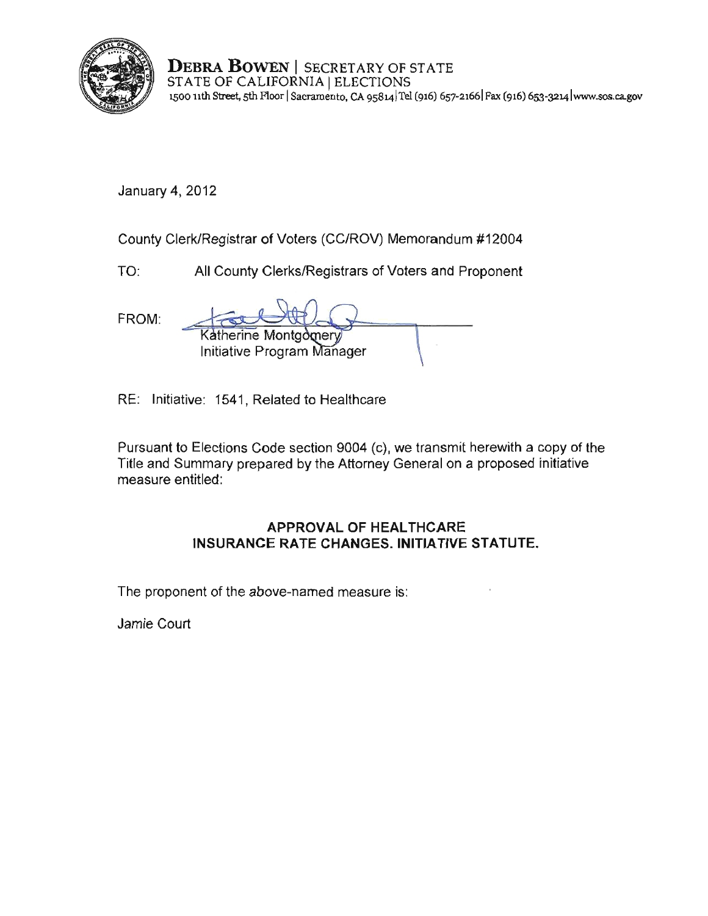**DEBRA BOWEN** | SECRETARY OF STATE
STATE OF CALIFORNIA | ELECTIONS
1500 11th Street, 5th Floor | Sacramento, CA 95814 | Tel (916) 657-2166 | Fax (916) 653-3214 | www.sos.ca.gov

January 4, 2012

County Clerk/Registrar of Voters (CC/ROV) Memorandum #12004

TO: All County Clerks/Registrars of Voters and Proponent

FROM: Katherine Montgomery
Initiative Program Manager

RE: Initiative: 1541, Related to Healthcare

Pursuant to Elections Code section 9004 (c), we transmit herewith a copy of the Title and Summary prepared by the Attorney General on a proposed initiative measure entitled:

**APPROVAL OF HEALTHCARE INSURANCE RATE CHANGES. INITIATIVE STATUTE.**

The proponent of the above-named measure is:

Jamie Court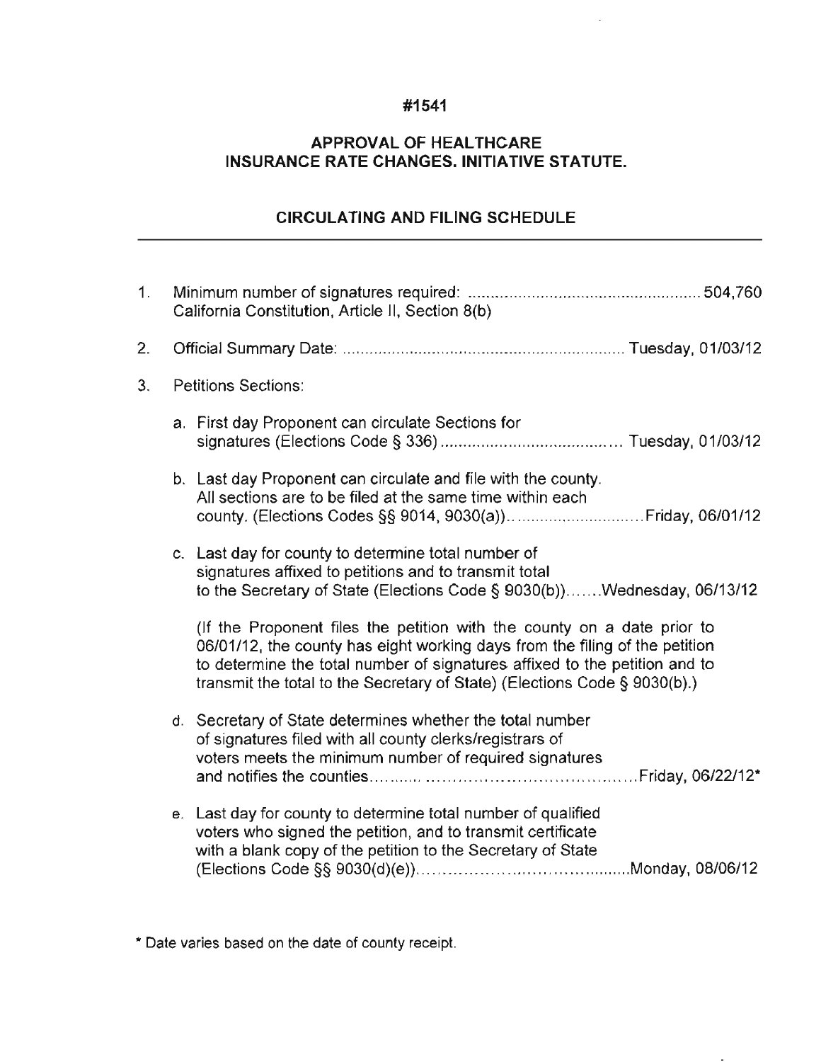**#1541**

**APPROVAL OF HEALTHCARE INSURANCE RATE CHANGES. INITIATIVE STATUTE.**

**CIRCULATING AND FILING SCHEDULE**

---

1. Minimum number of signatures required: .................................................... 504,760
   California Constitution, Article II, Section 8(b)

2. Official Summary Date: ............................................................... Tuesday, 01/03/12

3. Petitions Sections:

   a. First day Proponent can circulate Sections for signatures (Elections Code § 336) ....................................... Tuesday, 01/03/12

   b. Last day Proponent can circulate and file with the county. All sections are to be filed at the same time within each county. (Elections Codes §§ 9014, 9030(a)) ............................. Friday, 06/01/12

   c. Last day for county to determine total number of signatures affixed to petitions and to transmit total to the Secretary of State (Elections Code § 9030(b)) ....... Wednesday, 06/13/12

      (If the Proponent files the petition with the county on a date prior to 06/01/12, the county has eight working days from the filing of the petition to determine the total number of signatures affixed to the petition and to transmit the total to the Secretary of State) (Elections Code § 9030(b).)

   d. Secretary of State determines whether the total number of signatures filed with all county clerks/registrars of voters meets the minimum number of required signatures and notifies the counties ............................................................ Friday, 06/22/12*

   e. Last day for county to determine total number of qualified voters who signed the petition, and to transmit certificate with a blank copy of the petition to the Secretary of State (Elections Code §§ 9030(d)(e)) ............................................ Monday, 08/06/12

\* Date varies based on the date of county receipt.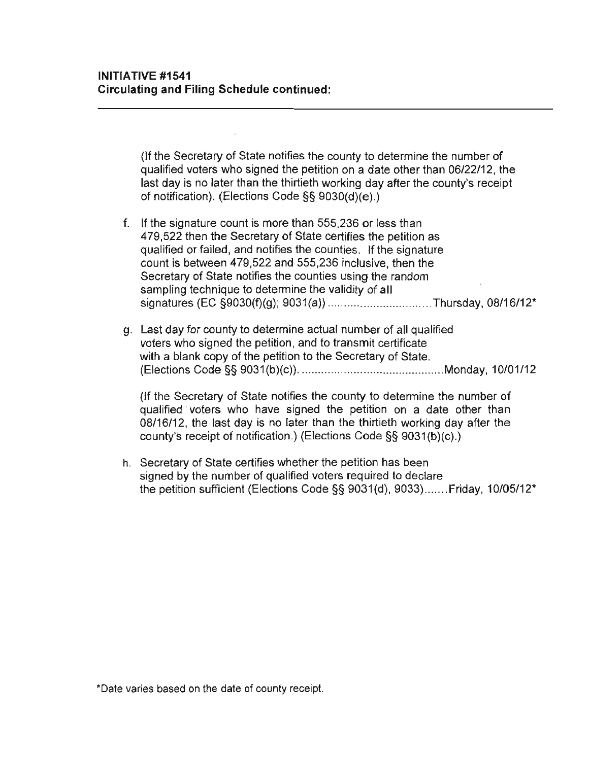**INITIATIVE #1541**
**Circulating and Filing Schedule continued:**

---

(If the Secretary of State notifies the county to determine the number of qualified voters who signed the petition on a date other than 06/22/12, the last day is no later than the thirtieth working day after the county's receipt of notification). (Elections Code §§ 9030(d)(e).)

f. If the signature count is more than 555,236 or less than 479,522 then the Secretary of State certifies the petition as qualified or failed, and notifies the counties. If the signature count is between 479,522 and 555,236 inclusive, then the Secretary of State notifies the counties using the random sampling technique to determine the validity of all signatures (EC §9030(f)(g); 9031(a)) .................................Thursday, 08/16/12*

g. Last day for county to determine actual number of all qualified voters who signed the petition, and to transmit certificate with a blank copy of the petition to the Secretary of State. (Elections Code §§ 9031(b)(c)). ............................................Monday, 10/01/12

   (If the Secretary of State notifies the county to determine the number of qualified voters who have signed the petition on a date other than 08/16/12, the last day is no later than the thirtieth working day after the county's receipt of notification.) (Elections Code §§ 9031(b)(c).)

h. Secretary of State certifies whether the petition has been signed by the number of qualified voters required to declare the petition sufficient (Elections Code §§ 9031(d), 9033).......Friday, 10/05/12*

*Date varies based on the date of county receipt.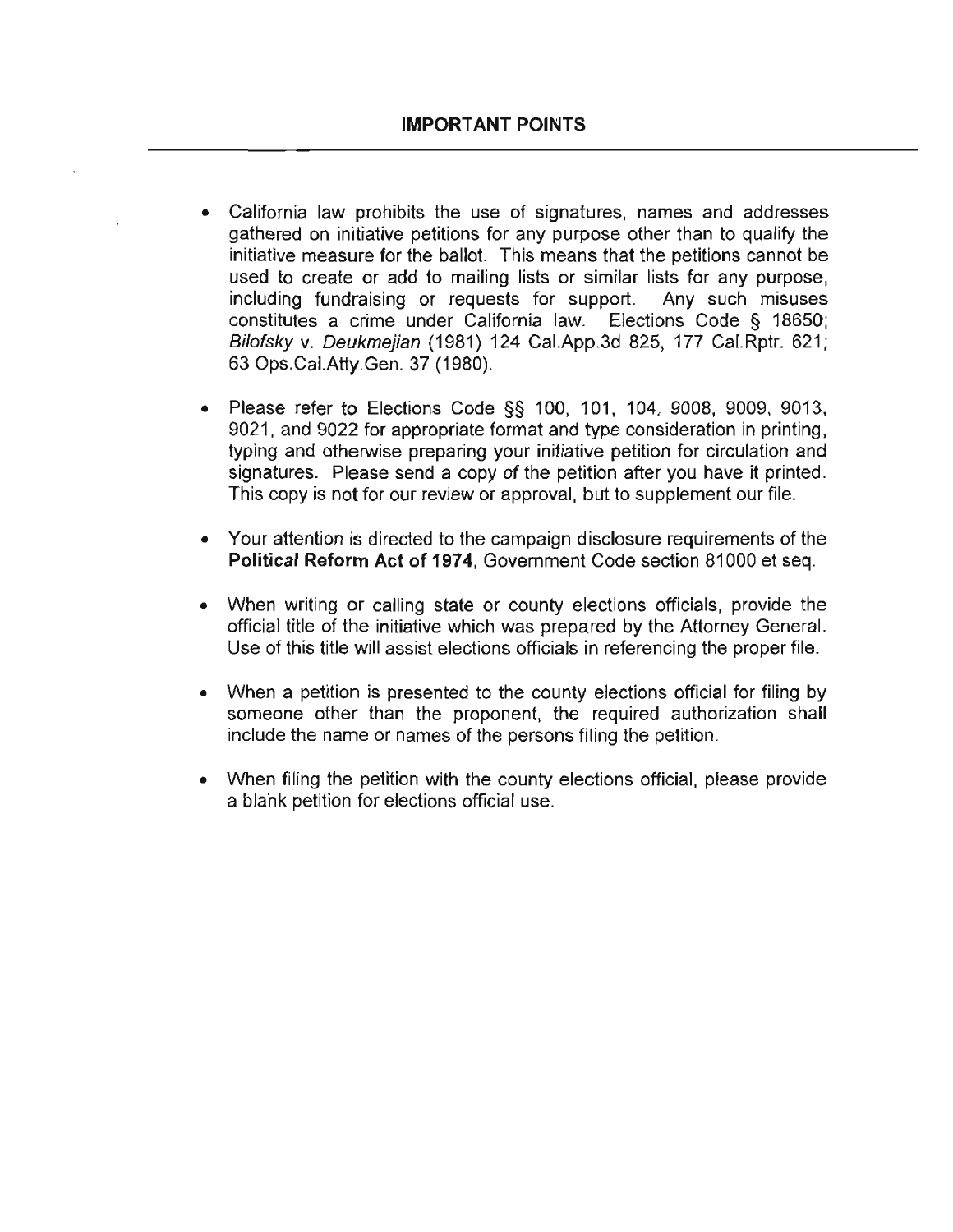## IMPORTANT POINTS

- California law prohibits the use of signatures, names and addresses gathered on initiative petitions for any purpose other than to qualify the initiative measure for the ballot. This means that the petitions cannot be used to create or add to mailing lists or similar lists for any purpose, including fundraising or requests for support. Any such misuses constitutes a crime under California law. Elections Code § 18650; *Bilofsky* v. *Deukmejian* (1981) 124 Cal.App.3d 825, 177 Cal.Rptr. 621; 63 Ops.Cal.Atty.Gen. 37 (1980).

- Please refer to Elections Code §§ 100, 101, 104, 9008, 9009, 9013, 9021, and 9022 for appropriate format and type consideration in printing, typing and otherwise preparing your initiative petition for circulation and signatures. Please send a copy of the petition after you have it printed. This copy is not for our review or approval, but to supplement our file.

- Your attention is directed to the campaign disclosure requirements of the **Political Reform Act of 1974**, Government Code section 81000 et seq.

- When writing or calling state or county elections officials, provide the official title of the initiative which was prepared by the Attorney General. Use of this title will assist elections officials in referencing the proper file.

- When a petition is presented to the county elections official for filing by someone other than the proponent, the required authorization shall include the name or names of the persons filing the petition.

- When filing the petition with the county elections official, please provide a blank petition for elections official use.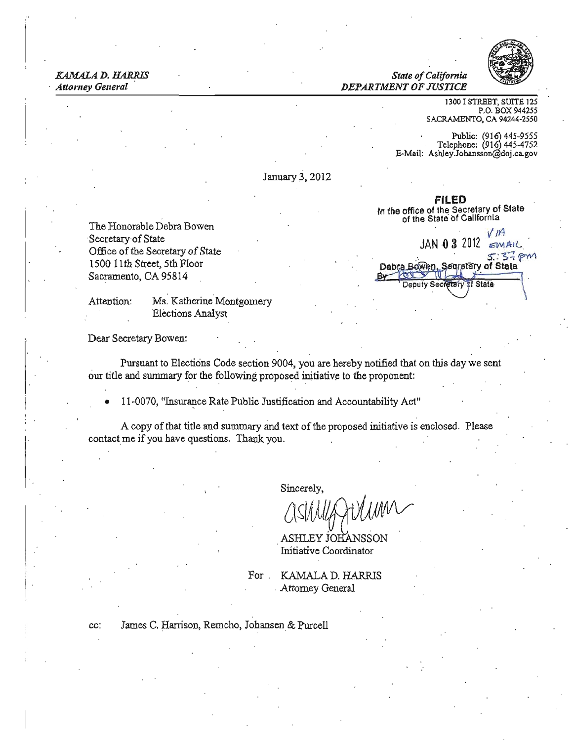*KAMALA D. HARRIS*
*Attorney General*

*State of California*
*DEPARTMENT OF JUSTICE*

1300 I STREET, SUITE 125
P.O. BOX 944255
SACRAMENTO, CA 94244-2550

Public: (916) 445-9555
Telephone: (916) 445-4752
E-Mail: Ashley.Johansson@doj.ca.gov

January 3, 2012

**FILED**
In the office of the Secretary of State of the State of California

JAN 03 2012 VIA EMAIL 5:37 pm

Debra Bowen, Secretary of State
By ________ Deputy Secretary of State

The Honorable Debra Bowen
Secretary of State
Office of the Secretary of State
1500 11th Street, 5th Floor
Sacramento, CA 95814

Attention: Ms. Katherine Montgomery
Elections Analyst

Dear Secretary Bowen:

Pursuant to Elections Code section 9004, you are hereby notified that on this day we sent our title and summary for the following proposed initiative to the proponent:

- 11-0070, "Insurance Rate Public Justification and Accountability Act"

A copy of that title and summary and text of the proposed initiative is enclosed. Please contact me if you have questions. Thank you.

Sincerely,

ASHLEY JOHANSSON
Initiative Coordinator

For KAMALA D. HARRIS
Attorney General

cc: James C. Harrison, Remcho, Johansen & Purcell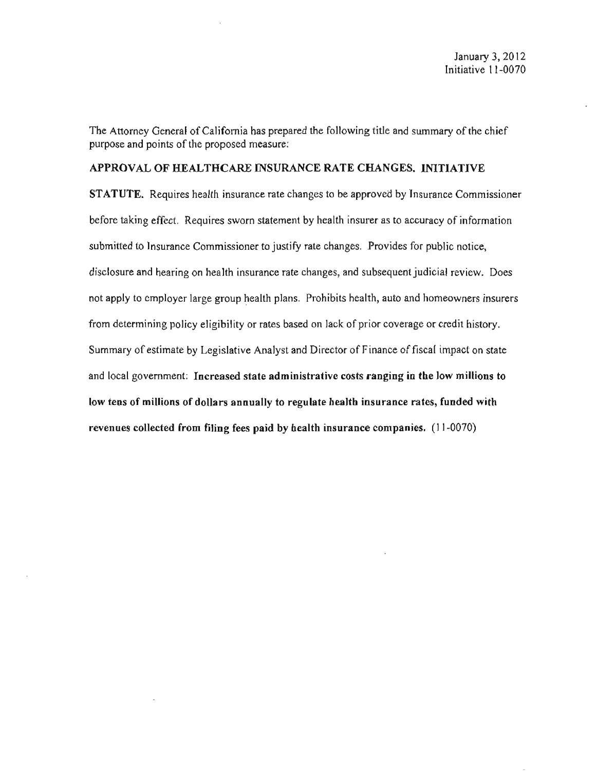January 3, 2012
Initiative 11-0070

The Attorney General of California has prepared the following title and summary of the chief purpose and points of the proposed measure:

**APPROVAL OF HEALTHCARE INSURANCE RATE CHANGES. INITIATIVE STATUTE.** Requires health insurance rate changes to be approved by Insurance Commissioner before taking effect. Requires sworn statement by health insurer as to accuracy of information submitted to Insurance Commissioner to justify rate changes. Provides for public notice, disclosure and hearing on health insurance rate changes, and subsequent judicial review. Does not apply to employer large group health plans. Prohibits health, auto and homeowners insurers from determining policy eligibility or rates based on lack of prior coverage or credit history. Summary of estimate by Legislative Analyst and Director of Finance of fiscal impact on state and local government: **Increased state administrative costs ranging in the low millions to low tens of millions of dollars annually to regulate health insurance rates, funded with revenues collected from filing fees paid by health insurance companies.** (11-0070)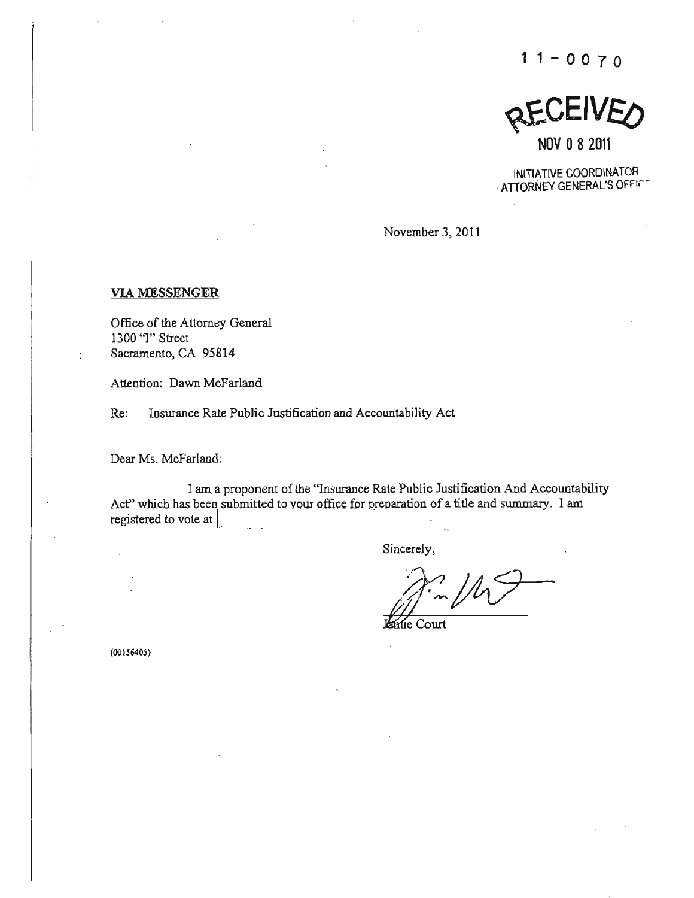11-0070

RECEIVED

NOV 0 8 2011

INITIATIVE COORDINATOR
ATTORNEY GENERAL'S OFFICE

November 3, 2011

**VIA MESSENGER**

Office of the Attorney General
1300 "I" Street
Sacramento, CA 95814

Attention: Dawn McFarland

Re: Insurance Rate Public Justification and Accountability Act

Dear Ms. McFarland:

I am a proponent of the "Insurance Rate Public Justification And Accountability Act" which has been submitted to your office for preparation of a title and summary. I am registered to vote at

Sincerely,

Jamie Court

(00156405)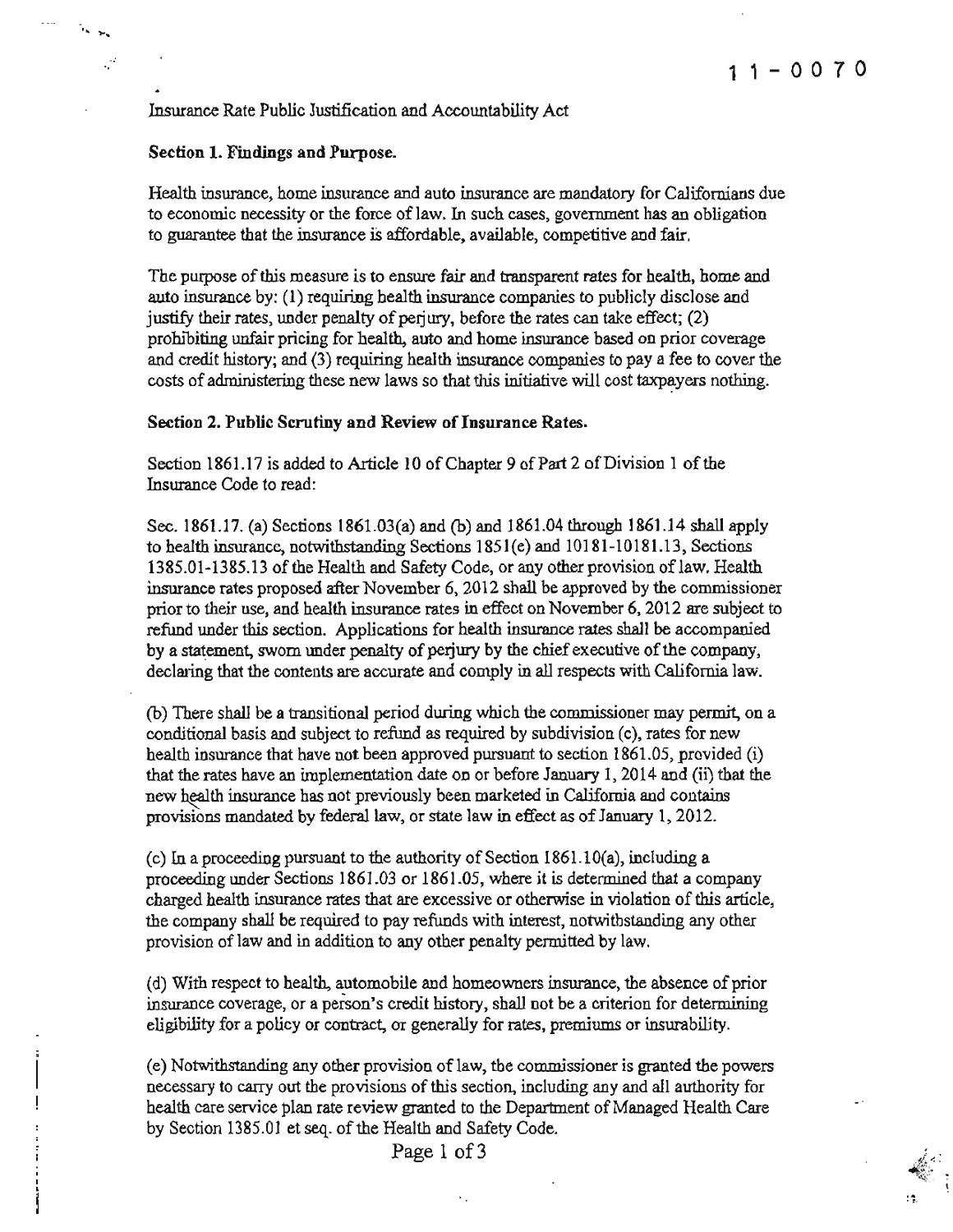11-0070

Insurance Rate Public Justification and Accountability Act

**Section 1. Findings and Purpose.**

Health insurance, home insurance and auto insurance are mandatory for Californians due to economic necessity or the force of law. In such cases, government has an obligation to guarantee that the insurance is affordable, available, competitive and fair.

The purpose of this measure is to ensure fair and transparent rates for health, home and auto insurance by: (1) requiring health insurance companies to publicly disclose and justify their rates, under penalty of perjury, before the rates can take effect; (2) prohibiting unfair pricing for health, auto and home insurance based on prior coverage and credit history; and (3) requiring health insurance companies to pay a fee to cover the costs of administering these new laws so that this initiative will cost taxpayers nothing.

**Section 2. Public Scrutiny and Review of Insurance Rates.**

Section 1861.17 is added to Article 10 of Chapter 9 of Part 2 of Division 1 of the Insurance Code to read:

Sec. 1861.17. (a) Sections 1861.03(a) and (b) and 1861.04 through 1861.14 shall apply to health insurance, notwithstanding Sections 1851(e) and 10181-10181.13, Sections 1385.01-1385.13 of the Health and Safety Code, or any other provision of law. Health insurance rates proposed after November 6, 2012 shall be approved by the commissioner prior to their use, and health insurance rates in effect on November 6, 2012 are subject to refund under this section. Applications for health insurance rates shall be accompanied by a statement, sworn under penalty of perjury by the chief executive of the company, declaring that the contents are accurate and comply in all respects with California law.

(b) There shall be a transitional period during which the commissioner may permit, on a conditional basis and subject to refund as required by subdivision (c), rates for new health insurance that have not been approved pursuant to section 1861.05, provided (i) that the rates have an implementation date on or before January 1, 2014 and (ii) that the new health insurance has not previously been marketed in California and contains provisions mandated by federal law, or state law in effect as of January 1, 2012.

(c) In a proceeding pursuant to the authority of Section 1861.10(a), including a proceeding under Sections 1861.03 or 1861.05, where it is determined that a company charged health insurance rates that are excessive or otherwise in violation of this article, the company shall be required to pay refunds with interest, notwithstanding any other provision of law and in addition to any other penalty permitted by law.

(d) With respect to health, automobile and homeowners insurance, the absence of prior insurance coverage, or a person's credit history, shall not be a criterion for determining eligibility for a policy or contract, or generally for rates, premiums or insurability.

(e) Notwithstanding any other provision of law, the commissioner is granted the powers necessary to carry out the provisions of this section, including any and all authority for health care service plan rate review granted to the Department of Managed Health Care by Section 1385.01 et seq. of the Health and Safety Code.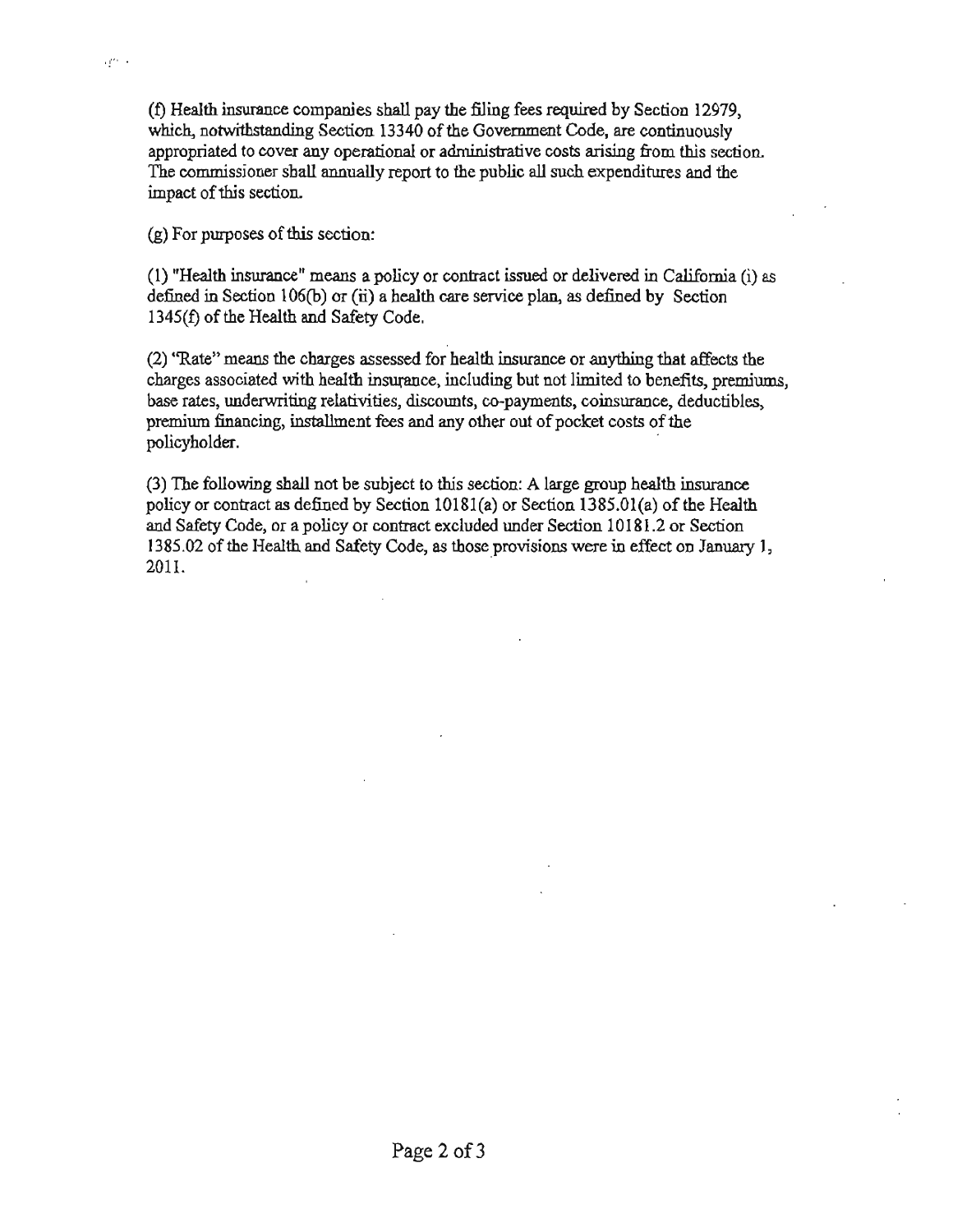(f) Health insurance companies shall pay the filing fees required by Section 12979, which, notwithstanding Section 13340 of the Government Code, are continuously appropriated to cover any operational or administrative costs arising from this section. The commissioner shall annually report to the public all such expenditures and the impact of this section.

(g) For purposes of this section:

(1) "Health insurance" means a policy or contract issued or delivered in California (i) as defined in Section 106(b) or (ii) a health care service plan, as defined by Section 1345(f) of the Health and Safety Code.

(2) "Rate" means the charges assessed for health insurance or anything that affects the charges associated with health insurance, including but not limited to benefits, premiums, base rates, underwriting relativities, discounts, co-payments, coinsurance, deductibles, premium financing, installment fees and any other out of pocket costs of the policyholder.

(3) The following shall not be subject to this section: A large group health insurance policy or contract as defined by Section 10181(a) or Section 1385.01(a) of the Health and Safety Code, or a policy or contract excluded under Section 10181.2 or Section 1385.02 of the Health and Safety Code, as those provisions were in effect on January 1, 2011.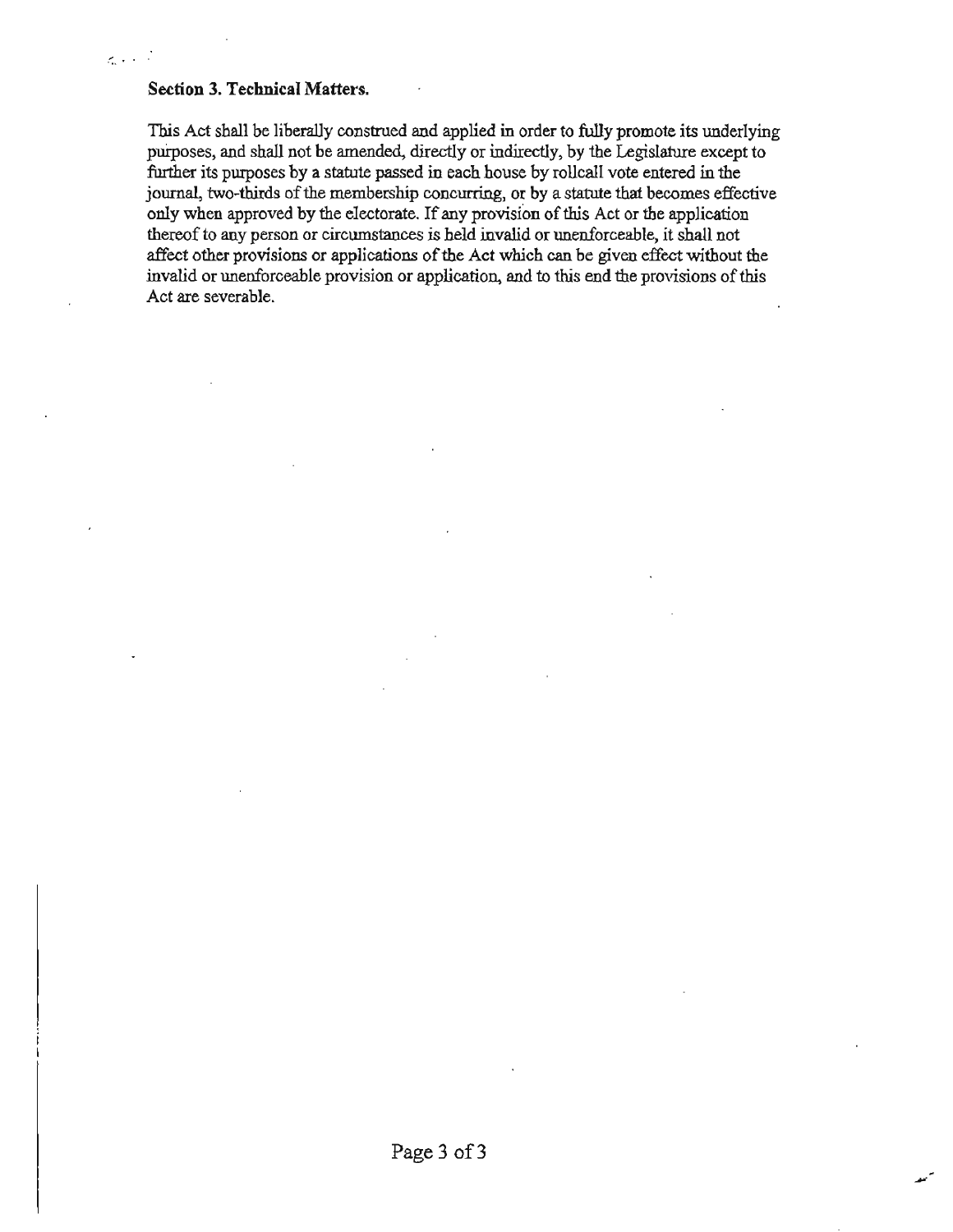**Section 3. Technical Matters.**

This Act shall be liberally construed and applied in order to fully promote its underlying purposes, and shall not be amended, directly or indirectly, by the Legislature except to further its purposes by a statute passed in each house by rollcall vote entered in the journal, two-thirds of the membership concurring, or by a statute that becomes effective only when approved by the electorate. If any provision of this Act or the application thereof to any person or circumstances is held invalid or unenforceable, it shall not affect other provisions or applications of the Act which can be given effect without the invalid or unenforceable provision or application, and to this end the provisions of this Act are severable.